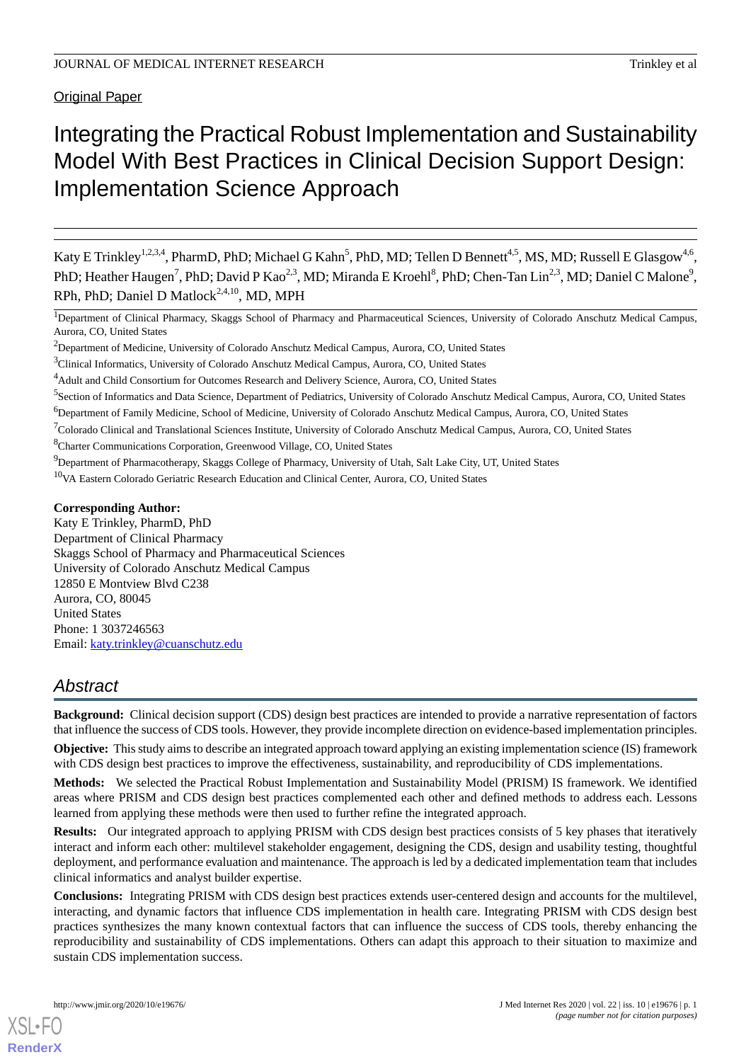Original Paper

# Integrating the Practical Robust Implementation and Sustainability Model With Best Practices in Clinical Decision Support Design: Implementation Science Approach

Katy E Trinkley[1,2,3,4], PharmD, PhD; Michael G Kahn[5], PhD, MD; Tellen D Bennett[4,5], MS, MD; Russell E Glasgow[4,6], PhD; Heather Haugen[7], PhD; David P Kao[2,3], MD; Miranda E Kroehl[8], PhD; Chen-Tan Lin[2,3], MD; Daniel C Malone[9], RPh, PhD; Daniel D Matlock[2,4,10], MD, MPH

[1]Department of Clinical Pharmacy, Skaggs School of Pharmacy and Pharmaceutical Sciences, University of Colorado Anschutz Medical Campus, Aurora, CO, United States

[2]Department of Medicine, University of Colorado Anschutz Medical Campus, Aurora, CO, United States

[3]Clinical Informatics, University of Colorado Anschutz Medical Campus, Aurora, CO, United States

[4]Adult and Child Consortium for Outcomes Research and Delivery Science, Aurora, CO, United States

[5]Section of Informatics and Data Science, Department of Pediatrics, University of Colorado Anschutz Medical Campus, Aurora, CO, United States

[6]Department of Family Medicine, School of Medicine, University of Colorado Anschutz Medical Campus, Aurora, CO, United States

[7]Colorado Clinical and Translational Sciences Institute, University of Colorado Anschutz Medical Campus, Aurora, CO, United States

[8]Charter Communications Corporation, Greenwood Village, CO, United States

[9]Department of Pharmacotherapy, Skaggs College of Pharmacy, University of Utah, Salt Lake City, UT, United States

[10]VA Eastern Colorado Geriatric Research Education and Clinical Center, Aurora, CO, United States

**Corresponding Author:**
Katy E Trinkley, PharmD, PhD
Department of Clinical Pharmacy
Skaggs School of Pharmacy and Pharmaceutical Sciences
University of Colorado Anschutz Medical Campus
12850 E Montview Blvd C238
Aurora, CO, 80045
United States
Phone: 1 3037246563
Email: katy.trinkley@cuanschutz.edu

## Abstract

**Background:** Clinical decision support (CDS) design best practices are intended to provide a narrative representation of factors that influence the success of CDS tools. However, they provide incomplete direction on evidence-based implementation principles.

**Objective:** This study aims to describe an integrated approach toward applying an existing implementation science (IS) framework with CDS design best practices to improve the effectiveness, sustainability, and reproducibility of CDS implementations.

**Methods:** We selected the Practical Robust Implementation and Sustainability Model (PRISM) IS framework. We identified areas where PRISM and CDS design best practices complemented each other and defined methods to address each. Lessons learned from applying these methods were then used to further refine the integrated approach.

**Results:** Our integrated approach to applying PRISM with CDS design best practices consists of 5 key phases that iteratively interact and inform each other: multilevel stakeholder engagement, designing the CDS, design and usability testing, thoughtful deployment, and performance evaluation and maintenance. The approach is led by a dedicated implementation team that includes clinical informatics and analyst builder expertise.

**Conclusions:** Integrating PRISM with CDS design best practices extends user-centered design and accounts for the multilevel, interacting, and dynamic factors that influence CDS implementation in health care. Integrating PRISM with CDS design best practices synthesizes the many known contextual factors that can influence the success of CDS tools, thereby enhancing the reproducibility and sustainability of CDS implementations. Others can adapt this approach to their situation to maximize and sustain CDS implementation success.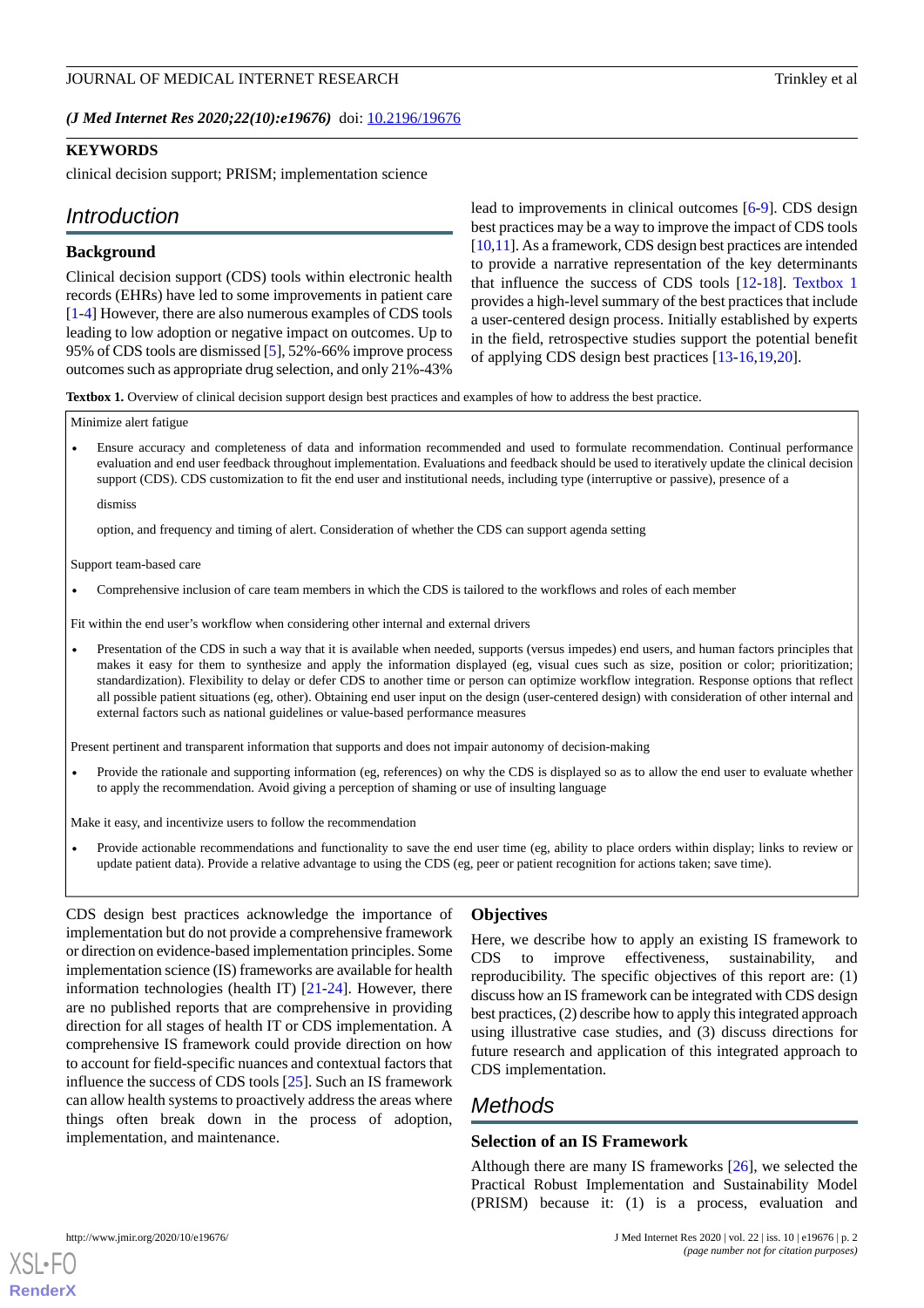(J Med Internet Res 2020;22(10):e19676) doi: 10.2196/19676

**KEYWORDS**

clinical decision support; PRISM; implementation science

## Introduction

### Background

Clinical decision support (CDS) tools within electronic health records (EHRs) have led to some improvements in patient care [1-4] However, there are also numerous examples of CDS tools leading to low adoption or negative impact on outcomes. Up to 95% of CDS tools are dismissed [5], 52%-66% improve process outcomes such as appropriate drug selection, and only 21%-43% lead to improvements in clinical outcomes [6-9]. CDS design best practices may be a way to improve the impact of CDS tools [10,11]. As a framework, CDS design best practices are intended to provide a narrative representation of the key determinants that influence the success of CDS tools [12-18]. Textbox 1 provides a high-level summary of the best practices that include a user-centered design process. Initially established by experts in the field, retrospective studies support the potential benefit of applying CDS design best practices [13-16,19,20].

**Textbox 1.** Overview of clinical decision support design best practices and examples of how to address the best practice.

Minimize alert fatigue

- Ensure accuracy and completeness of data and information recommended and used to formulate recommendation. Continual performance evaluation and end user feedback throughout implementation. Evaluations and feedback should be used to iteratively update the clinical decision support (CDS). CDS customization to fit the end user and institutional needs, including type (interruptive or passive), presence of a

  dismiss

  option, and frequency and timing of alert. Consideration of whether the CDS can support agenda setting

Support team-based care

- Comprehensive inclusion of care team members in which the CDS is tailored to the workflows and roles of each member

Fit within the end user's workflow when considering other internal and external drivers

- Presentation of the CDS in such a way that it is available when needed, supports (versus impedes) end users, and human factors principles that makes it easy for them to synthesize and apply the information displayed (eg, visual cues such as size, position or color; prioritization; standardization). Flexibility to delay or defer CDS to another time or person can optimize workflow integration. Response options that reflect all possible patient situations (eg, other). Obtaining end user input on the design (user-centered design) with consideration of other internal and external factors such as national guidelines or value-based performance measures

Present pertinent and transparent information that supports and does not impair autonomy of decision-making

- Provide the rationale and supporting information (eg, references) on why the CDS is displayed so as to allow the end user to evaluate whether to apply the recommendation. Avoid giving a perception of shaming or use of insulting language

Make it easy, and incentivize users to follow the recommendation

- Provide actionable recommendations and functionality to save the end user time (eg, ability to place orders within display; links to review or update patient data). Provide a relative advantage to using the CDS (eg, peer or patient recognition for actions taken; save time).

CDS design best practices acknowledge the importance of implementation but do not provide a comprehensive framework or direction on evidence-based implementation principles. Some implementation science (IS) frameworks are available for health information technologies (health IT) [21-24]. However, there are no published reports that are comprehensive in providing direction for all stages of health IT or CDS implementation. A comprehensive IS framework could provide direction on how to account for field-specific nuances and contextual factors that influence the success of CDS tools [25]. Such an IS framework can allow health systems to proactively address the areas where things often break down in the process of adoption, implementation, and maintenance.

### Objectives

Here, we describe how to apply an existing IS framework to CDS to improve effectiveness, sustainability, and reproducibility. The specific objectives of this report are: (1) discuss how an IS framework can be integrated with CDS design best practices, (2) describe how to apply this integrated approach using illustrative case studies, and (3) discuss directions for future research and application of this integrated approach to CDS implementation.

## Methods

### Selection of an IS Framework

Although there are many IS frameworks [26], we selected the Practical Robust Implementation and Sustainability Model (PRISM) because it: (1) is a process, evaluation and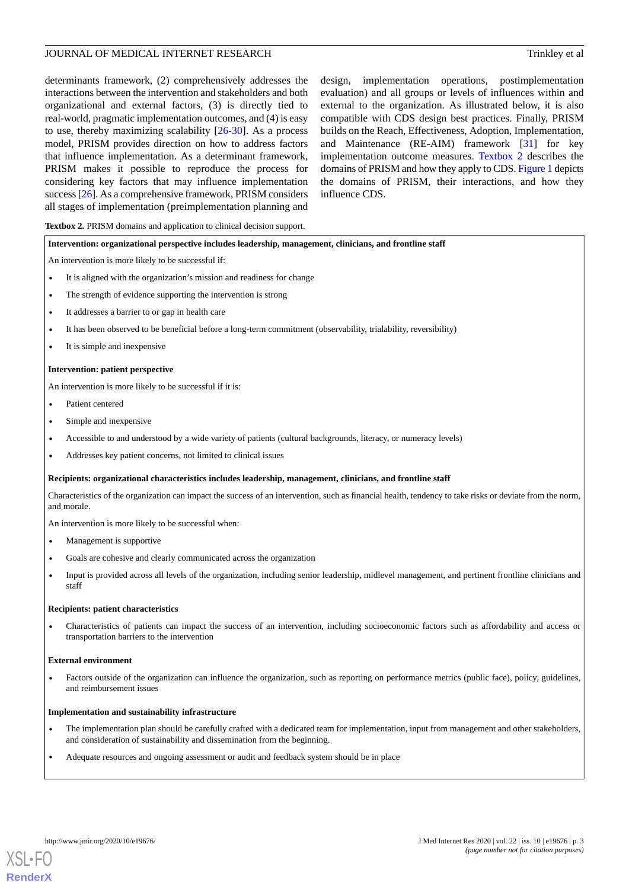determinants framework, (2) comprehensively addresses the interactions between the intervention and stakeholders and both organizational and external factors, (3) is directly tied to real-world, pragmatic implementation outcomes, and (4) is easy to use, thereby maximizing scalability [26-30]. As a process model, PRISM provides direction on how to address factors that influence implementation. As a determinant framework, PRISM makes it possible to reproduce the process for considering key factors that may influence implementation success [26]. As a comprehensive framework, PRISM considers all stages of implementation (preimplementation planning and design, implementation operations, postimplementation evaluation) and all groups or levels of influences within and external to the organization. As illustrated below, it is also compatible with CDS design best practices. Finally, PRISM builds on the Reach, Effectiveness, Adoption, Implementation, and Maintenance (RE-AIM) framework [31] for key implementation outcome measures. Textbox 2 describes the domains of PRISM and how they apply to CDS. Figure 1 depicts the domains of PRISM, their interactions, and how they influence CDS.

**Textbox 2.** PRISM domains and application to clinical decision support.

**Intervention: organizational perspective includes leadership, management, clinicians, and frontline staff**

An intervention is more likely to be successful if:

- It is aligned with the organization's mission and readiness for change
- The strength of evidence supporting the intervention is strong
- It addresses a barrier to or gap in health care
- It has been observed to be beneficial before a long-term commitment (observability, trialability, reversibility)
- It is simple and inexpensive

**Intervention: patient perspective**

An intervention is more likely to be successful if it is:

- Patient centered
- Simple and inexpensive
- Accessible to and understood by a wide variety of patients (cultural backgrounds, literacy, or numeracy levels)
- Addresses key patient concerns, not limited to clinical issues

**Recipients: organizational characteristics includes leadership, management, clinicians, and frontline staff**

Characteristics of the organization can impact the success of an intervention, such as financial health, tendency to take risks or deviate from the norm, and morale.

An intervention is more likely to be successful when:

- Management is supportive
- Goals are cohesive and clearly communicated across the organization
- Input is provided across all levels of the organization, including senior leadership, midlevel management, and pertinent frontline clinicians and staff

**Recipients: patient characteristics**

- Characteristics of patients can impact the success of an intervention, including socioeconomic factors such as affordability and access or transportation barriers to the intervention

**External environment**

- Factors outside of the organization can influence the organization, such as reporting on performance metrics (public face), policy, guidelines, and reimbursement issues

**Implementation and sustainability infrastructure**

- The implementation plan should be carefully crafted with a dedicated team for implementation, input from management and other stakeholders, and consideration of sustainability and dissemination from the beginning.
- Adequate resources and ongoing assessment or audit and feedback system should be in place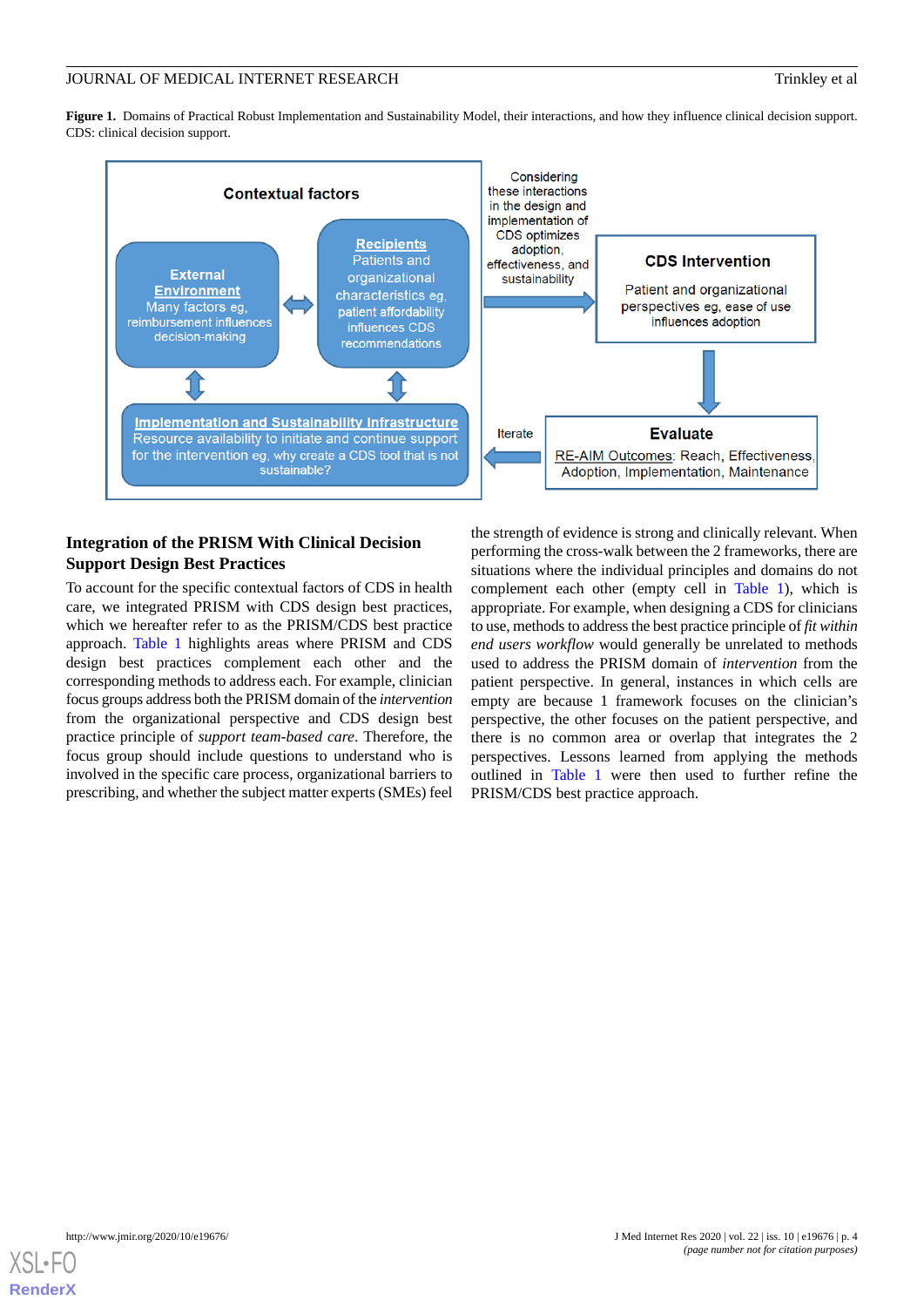**Figure 1.** Domains of Practical Robust Implementation and Sustainability Model, their interactions, and how they influence clinical decision support. CDS: clinical decision support.

## Integration of the PRISM With Clinical Decision Support Design Best Practices

To account for the specific contextual factors of CDS in health care, we integrated PRISM with CDS design best practices, which we hereafter refer to as the PRISM/CDS best practice approach. Table 1 highlights areas where PRISM and CDS design best practices complement each other and the corresponding methods to address each. For example, clinician focus groups address both the PRISM domain of the *intervention* from the organizational perspective and CDS design best practice principle of *support team-based care*. Therefore, the focus group should include questions to understand who is involved in the specific care process, organizational barriers to prescribing, and whether the subject matter experts (SMEs) feel the strength of evidence is strong and clinically relevant. When performing the cross-walk between the 2 frameworks, there are situations where the individual principles and domains do not complement each other (empty cell in Table 1), which is appropriate. For example, when designing a CDS for clinicians to use, methods to address the best practice principle of *fit within end users workflow* would generally be unrelated to methods used to address the PRISM domain of *intervention* from the patient perspective. In general, instances in which cells are empty are because 1 framework focuses on the clinician's perspective, the other focuses on the patient perspective, and there is no common area or overlap that integrates the 2 perspectives. Lessons learned from applying the methods outlined in Table 1 were then used to further refine the PRISM/CDS best practice approach.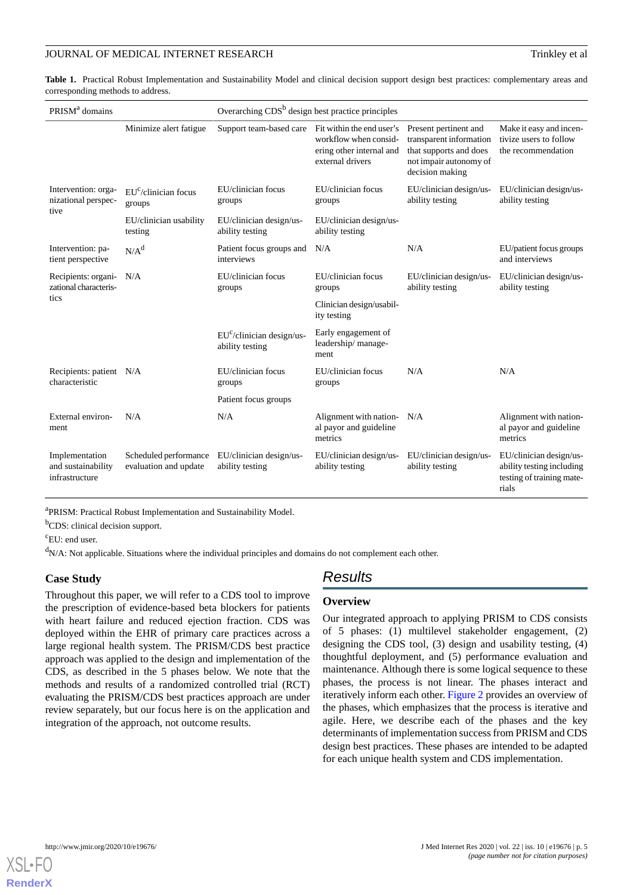**Table 1.** Practical Robust Implementation and Sustainability Model and clinical decision support design best practices: complementary areas and corresponding methods to address.

| PRISM[a] domains | Overarching CDS[b] design best practice principles | | | | |
|---|---|---|---|---|---|
| | Minimize alert fatigue | Support team-based care | Fit within the end user's workflow when considering other internal and external drivers | Present pertinent and transparent information that supports and does not impair autonomy of decision making | Make it easy and incentivize users to follow the recommendation |
| Intervention: organizational perspective | EU[c]/clinician focus groups | EU/clinician focus groups | EU/clinician focus groups | EU/clinician design/usability testing | EU/clinician design/usability testing |
| | EU/clinician usability testing | EU/clinician design/usability testing | EU/clinician design/usability testing | | |
| Intervention: patient perspective | N/A[d] | Patient focus groups and interviews | N/A | N/A | EU/patient focus groups and interviews |
| Recipients: organizational characteristics | N/A | EU/clinician focus groups | EU/clinician focus groups | EU/clinician design/usability testing | EU/clinician design/usability testing |
| | | | Clinician design/usability testing | | |
| | | EU[c]/clinician design/usability testing | Early engagement of leadership/ management | | |
| Recipients: patient characteristic | N/A | EU/clinician focus groups | EU/clinician focus groups | N/A | N/A |
| | | Patient focus groups | | | |
| External environment | N/A | N/A | Alignment with national payor and guideline metrics | N/A | Alignment with national payor and guideline metrics |
| Implementation and sustainability infrastructure | Scheduled performance evaluation and update | EU/clinician design/usability testing | EU/clinician design/usability testing | EU/clinician design/usability testing | EU/clinician design/usability testing including testing of training materials |

[a]PRISM: Practical Robust Implementation and Sustainability Model.

[b]CDS: clinical decision support.

[c]EU: end user.

[d]N/A: Not applicable. Situations where the individual principles and domains do not complement each other.

## Case Study

Throughout this paper, we will refer to a CDS tool to improve the prescription of evidence-based beta blockers for patients with heart failure and reduced ejection fraction. CDS was deployed within the EHR of primary care practices across a large regional health system. The PRISM/CDS best practice approach was applied to the design and implementation of the CDS, as described in the 5 phases below. We note that the methods and results of a randomized controlled trial (RCT) evaluating the PRISM/CDS best practices approach are under review separately, but our focus here is on the application and integration of the approach, not outcome results.

# Results

## Overview

Our integrated approach to applying PRISM to CDS consists of 5 phases: (1) multilevel stakeholder engagement, (2) designing the CDS tool, (3) design and usability testing, (4) thoughtful deployment, and (5) performance evaluation and maintenance. Although there is some logical sequence to these phases, the process is not linear. The phases interact and iteratively inform each other. Figure 2 provides an overview of the phases, which emphasizes that the process is iterative and agile. Here, we describe each of the phases and the key determinants of implementation success from PRISM and CDS design best practices. These phases are intended to be adapted for each unique health system and CDS implementation.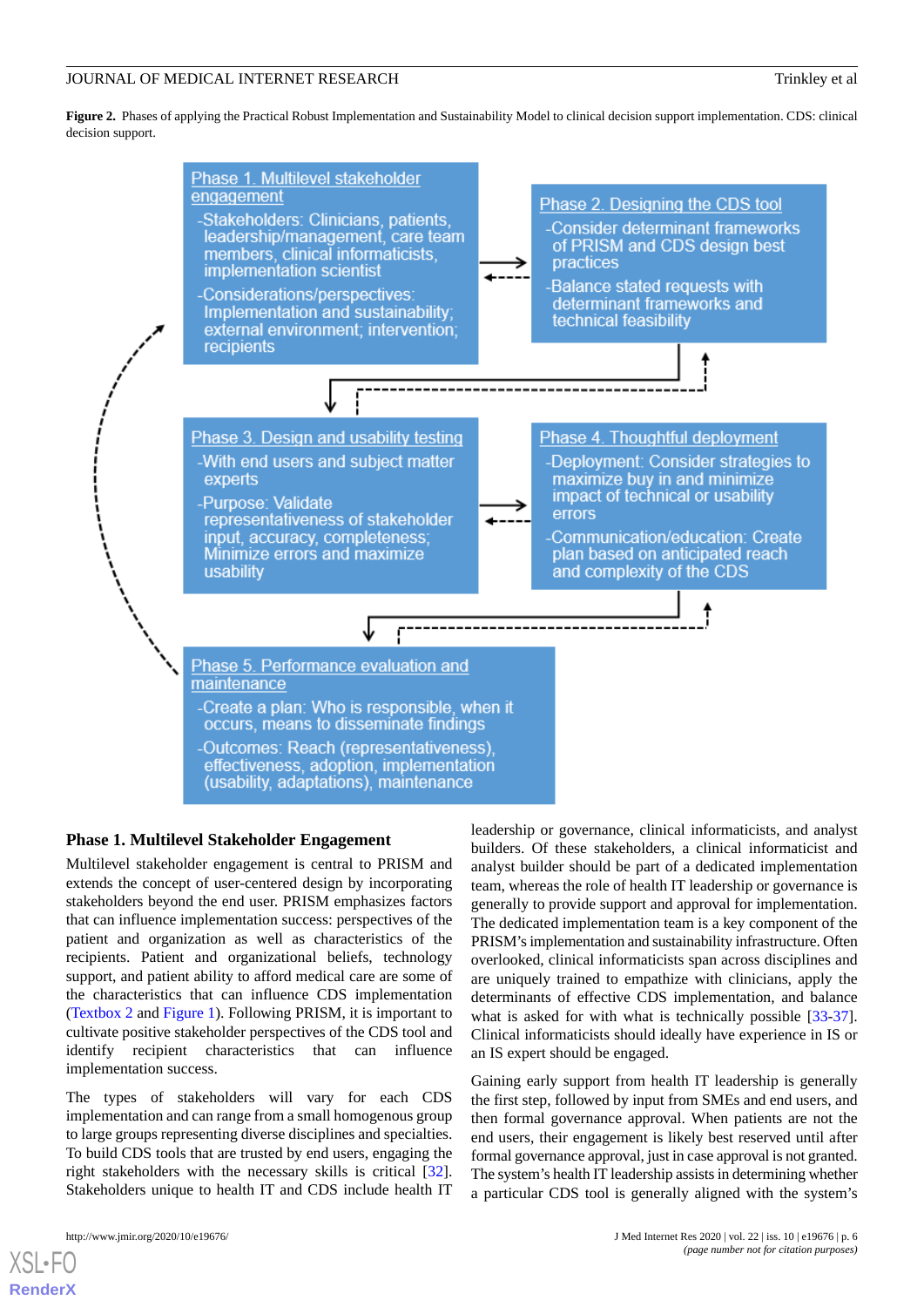**Figure 2.** Phases of applying the Practical Robust Implementation and Sustainability Model to clinical decision support implementation. CDS: clinical decision support.

Phase 1. Multilevel stakeholder engagement
- Stakeholders: Clinicians, patients, leadership/management, care team members, clinical informaticists, implementation scientist
- Considerations/perspectives: Implementation and sustainability; external environment; intervention; recipients

Phase 2. Designing the CDS tool
- Consider determinant frameworks of PRISM and CDS design best practices
- Balance stated requests with determinant frameworks and technical feasibility

Phase 3. Design and usability testing
- With end users and subject matter experts
- Purpose: Validate representativeness of stakeholder input, accuracy, completeness; Minimize errors and maximize usability

Phase 4. Thoughtful deployment
- Deployment: Consider strategies to maximize buy in and minimize impact of technical or usability errors
- Communication/education: Create plan based on anticipated reach and complexity of the CDS

Phase 5. Performance evaluation and maintenance
- Create a plan: Who is responsible, when it occurs, means to disseminate findings
- Outcomes: Reach (representativeness), effectiveness, adoption, implementation (usability, adaptations), maintenance

### Phase 1. Multilevel Stakeholder Engagement

Multilevel stakeholder engagement is central to PRISM and extends the concept of user-centered design by incorporating stakeholders beyond the end user. PRISM emphasizes factors that can influence implementation success: perspectives of the patient and organization as well as characteristics of the recipients. Patient and organizational beliefs, technology support, and patient ability to afford medical care are some of the characteristics that can influence CDS implementation (Textbox 2 and Figure 1). Following PRISM, it is important to cultivate positive stakeholder perspectives of the CDS tool and identify recipient characteristics that can influence implementation success.

The types of stakeholders will vary for each CDS implementation and can range from a small homogenous group to large groups representing diverse disciplines and specialties. To build CDS tools that are trusted by end users, engaging the right stakeholders with the necessary skills is critical [32]. Stakeholders unique to health IT and CDS include health IT leadership or governance, clinical informaticists, and analyst builders. Of these stakeholders, a clinical informaticist and analyst builder should be part of a dedicated implementation team, whereas the role of health IT leadership or governance is generally to provide support and approval for implementation. The dedicated implementation team is a key component of the PRISM's implementation and sustainability infrastructure. Often overlooked, clinical informaticists span across disciplines and are uniquely trained to empathize with clinicians, apply the determinants of effective CDS implementation, and balance what is asked for with what is technically possible [33-37]. Clinical informaticists should ideally have experience in IS or an IS expert should be engaged.

Gaining early support from health IT leadership is generally the first step, followed by input from SMEs and end users, and then formal governance approval. When patients are not the end users, their engagement is likely best reserved until after formal governance approval, just in case approval is not granted. The system's health IT leadership assists in determining whether a particular CDS tool is generally aligned with the system's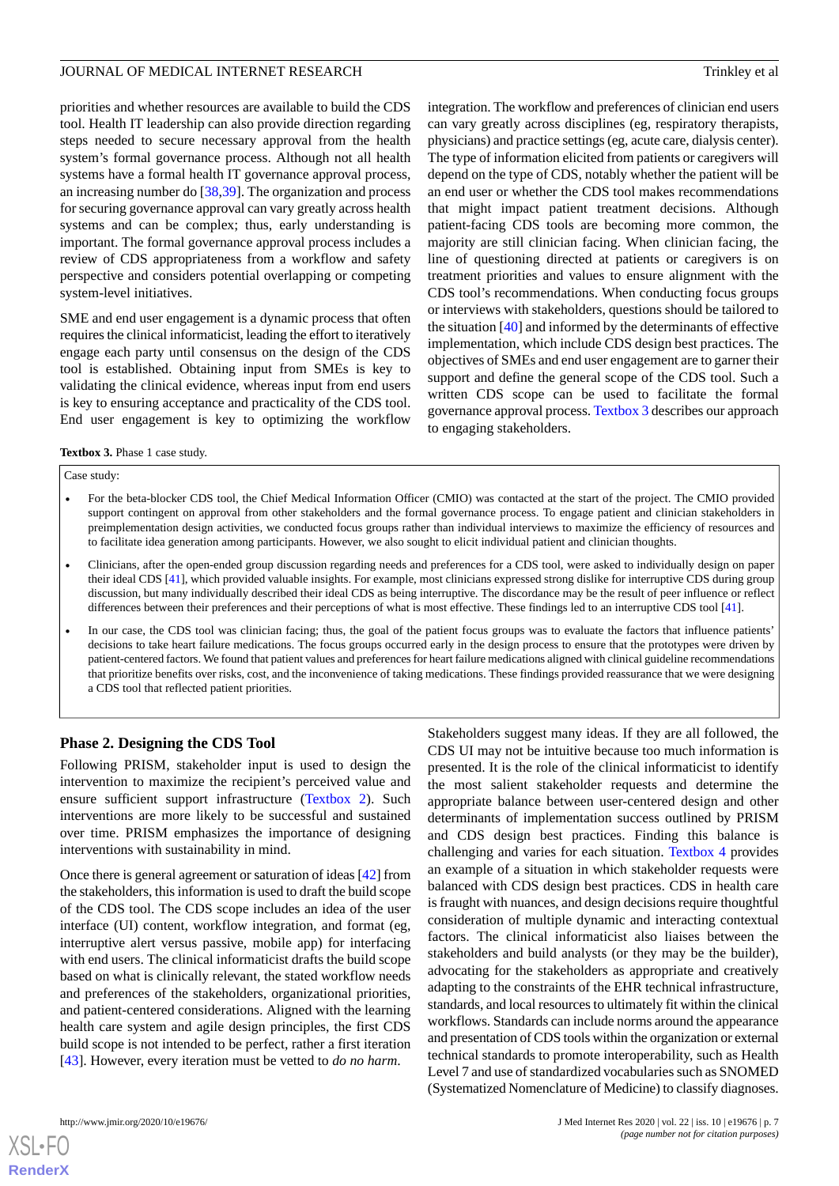priorities and whether resources are available to build the CDS tool. Health IT leadership can also provide direction regarding steps needed to secure necessary approval from the health system's formal governance process. Although not all health systems have a formal health IT governance approval process, an increasing number do [38,39]. The organization and process for securing governance approval can vary greatly across health systems and can be complex; thus, early understanding is important. The formal governance approval process includes a review of CDS appropriateness from a workflow and safety perspective and considers potential overlapping or competing system-level initiatives.

SME and end user engagement is a dynamic process that often requires the clinical informaticist, leading the effort to iteratively engage each party until consensus on the design of the CDS tool is established. Obtaining input from SMEs is key to validating the clinical evidence, whereas input from end users is key to ensuring acceptance and practicality of the CDS tool. End user engagement is key to optimizing the workflow integration. The workflow and preferences of clinician end users can vary greatly across disciplines (eg, respiratory therapists, physicians) and practice settings (eg, acute care, dialysis center). The type of information elicited from patients or caregivers will depend on the type of CDS, notably whether the patient will be an end user or whether the CDS tool makes recommendations that might impact patient treatment decisions. Although patient-facing CDS tools are becoming more common, the majority are still clinician facing. When clinician facing, the line of questioning directed at patients or caregivers is on treatment priorities and values to ensure alignment with the CDS tool's recommendations. When conducting focus groups or interviews with stakeholders, questions should be tailored to the situation [40] and informed by the determinants of effective implementation, which include CDS design best practices. The objectives of SMEs and end user engagement are to garner their support and define the general scope of the CDS tool. Such a written CDS scope can be used to facilitate the formal governance approval process. Textbox 3 describes our approach to engaging stakeholders.

**Textbox 3.** Phase 1 case study.

Case study:

- For the beta-blocker CDS tool, the Chief Medical Information Officer (CMIO) was contacted at the start of the project. The CMIO provided support contingent on approval from other stakeholders and the formal governance process. To engage patient and clinician stakeholders in preimplementation design activities, we conducted focus groups rather than individual interviews to maximize the efficiency of resources and to facilitate idea generation among participants. However, we also sought to elicit individual patient and clinician thoughts.
- Clinicians, after the open-ended group discussion regarding needs and preferences for a CDS tool, were asked to individually design on paper their ideal CDS [41], which provided valuable insights. For example, most clinicians expressed strong dislike for interruptive CDS during group discussion, but many individually described their ideal CDS as being interruptive. The discordance may be the result of peer influence or reflect differences between their preferences and their perceptions of what is most effective. These findings led to an interruptive CDS tool [41].
- In our case, the CDS tool was clinician facing; thus, the goal of the patient focus groups was to evaluate the factors that influence patients' decisions to take heart failure medications. The focus groups occurred early in the design process to ensure that the prototypes were driven by patient-centered factors. We found that patient values and preferences for heart failure medications aligned with clinical guideline recommendations that prioritize benefits over risks, cost, and the inconvenience of taking medications. These findings provided reassurance that we were designing a CDS tool that reflected patient priorities.

### Phase 2. Designing the CDS Tool

Following PRISM, stakeholder input is used to design the intervention to maximize the recipient's perceived value and ensure sufficient support infrastructure (Textbox 2). Such interventions are more likely to be successful and sustained over time. PRISM emphasizes the importance of designing interventions with sustainability in mind.

Once there is general agreement or saturation of ideas [42] from the stakeholders, this information is used to draft the build scope of the CDS tool. The CDS scope includes an idea of the user interface (UI) content, workflow integration, and format (eg, interruptive alert versus passive, mobile app) for interfacing with end users. The clinical informaticist drafts the build scope based on what is clinically relevant, the stated workflow needs and preferences of the stakeholders, organizational priorities, and patient-centered considerations. Aligned with the learning health care system and agile design principles, the first CDS build scope is not intended to be perfect, rather a first iteration [43]. However, every iteration must be vetted to *do no harm*.

Stakeholders suggest many ideas. If they are all followed, the CDS UI may not be intuitive because too much information is presented. It is the role of the clinical informaticist to identify the most salient stakeholder requests and determine the appropriate balance between user-centered design and other determinants of implementation success outlined by PRISM and CDS design best practices. Finding this balance is challenging and varies for each situation. Textbox 4 provides an example of a situation in which stakeholder requests were balanced with CDS design best practices. CDS in health care is fraught with nuances, and design decisions require thoughtful consideration of multiple dynamic and interacting contextual factors. The clinical informaticist also liaises between the stakeholders and build analysts (or they may be the builder), advocating for the stakeholders as appropriate and creatively adapting to the constraints of the EHR technical infrastructure, standards, and local resources to ultimately fit within the clinical workflows. Standards can include norms around the appearance and presentation of CDS tools within the organization or external technical standards to promote interoperability, such as Health Level 7 and use of standardized vocabularies such as SNOMED (Systematized Nomenclature of Medicine) to classify diagnoses.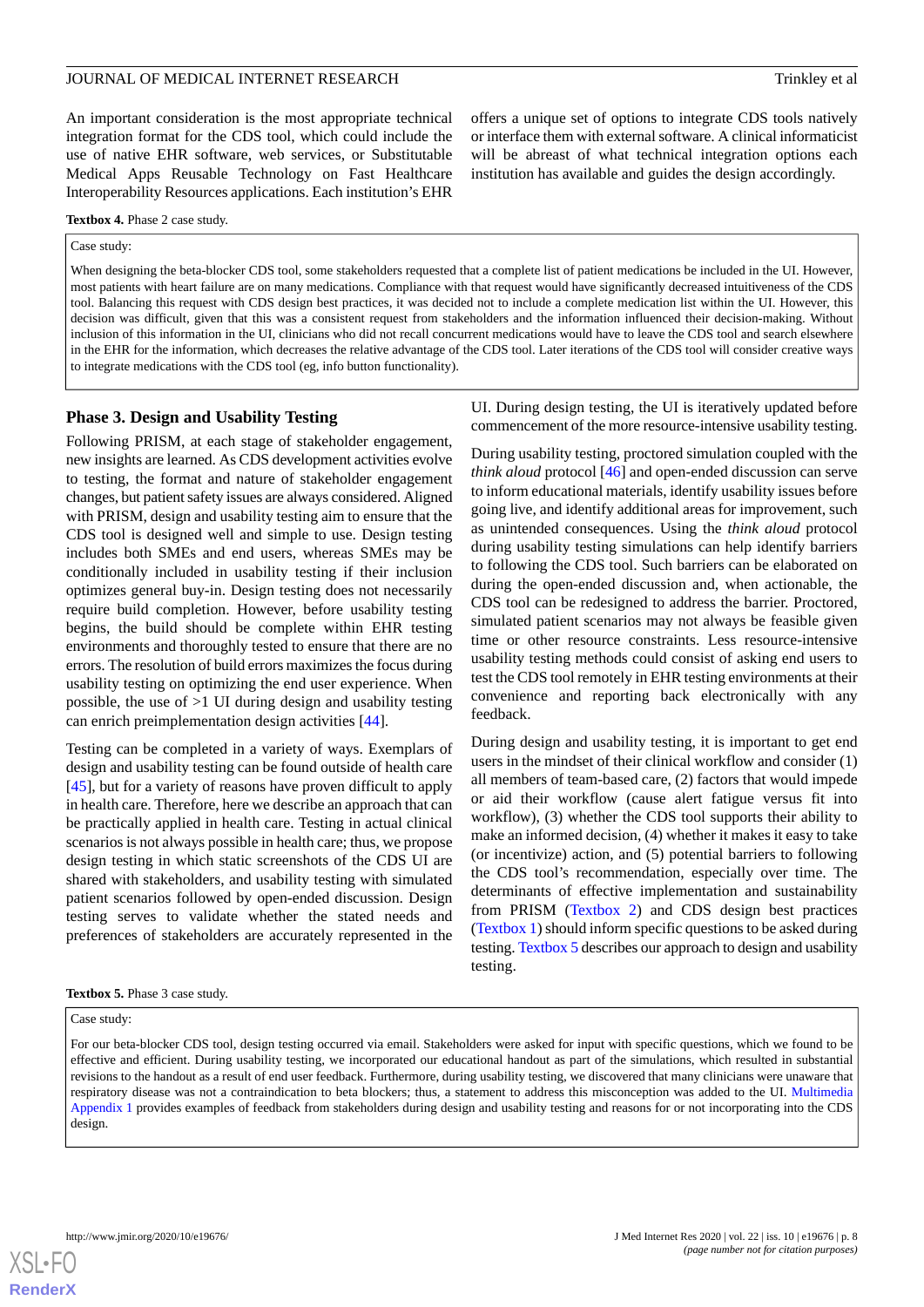An important consideration is the most appropriate technical integration format for the CDS tool, which could include the use of native EHR software, web services, or Substitutable Medical Apps Reusable Technology on Fast Healthcare Interoperability Resources applications. Each institution's EHR offers a unique set of options to integrate CDS tools natively or interface them with external software. A clinical informaticist will be abreast of what technical integration options each institution has available and guides the design accordingly.

**Textbox 4.** Phase 2 case study.

> Case study:
>
> When designing the beta-blocker CDS tool, some stakeholders requested that a complete list of patient medications be included in the UI. However, most patients with heart failure are on many medications. Compliance with that request would have significantly decreased intuitiveness of the CDS tool. Balancing this request with CDS design best practices, it was decided not to include a complete medication list within the UI. However, this decision was difficult, given that this was a consistent request from stakeholders and the information influenced their decision-making. Without inclusion of this information in the UI, clinicians who did not recall concurrent medications would have to leave the CDS tool and search elsewhere in the EHR for the information, which decreases the relative advantage of the CDS tool. Later iterations of the CDS tool will consider creative ways to integrate medications with the CDS tool (eg, info button functionality).

## Phase 3. Design and Usability Testing

Following PRISM, at each stage of stakeholder engagement, new insights are learned. As CDS development activities evolve to testing, the format and nature of stakeholder engagement changes, but patient safety issues are always considered. Aligned with PRISM, design and usability testing aim to ensure that the CDS tool is designed well and simple to use. Design testing includes both SMEs and end users, whereas SMEs may be conditionally included in usability testing if their inclusion optimizes general buy-in. Design testing does not necessarily require build completion. However, before usability testing begins, the build should be complete within EHR testing environments and thoroughly tested to ensure that there are no errors. The resolution of build errors maximizes the focus during usability testing on optimizing the end user experience. When possible, the use of >1 UI during design and usability testing can enrich preimplementation design activities [44].

Testing can be completed in a variety of ways. Exemplars of design and usability testing can be found outside of health care [45], but for a variety of reasons have proven difficult to apply in health care. Therefore, here we describe an approach that can be practically applied in health care. Testing in actual clinical scenarios is not always possible in health care; thus, we propose design testing in which static screenshots of the CDS UI are shared with stakeholders, and usability testing with simulated patient scenarios followed by open-ended discussion. Design testing serves to validate whether the stated needs and preferences of stakeholders are accurately represented in the UI. During design testing, the UI is iteratively updated before commencement of the more resource-intensive usability testing.

During usability testing, proctored simulation coupled with the *think aloud* protocol [46] and open-ended discussion can serve to inform educational materials, identify usability issues before going live, and identify additional areas for improvement, such as unintended consequences. Using the *think aloud* protocol during usability testing simulations can help identify barriers to following the CDS tool. Such barriers can be elaborated on during the open-ended discussion and, when actionable, the CDS tool can be redesigned to address the barrier. Proctored, simulated patient scenarios may not always be feasible given time or other resource constraints. Less resource-intensive usability testing methods could consist of asking end users to test the CDS tool remotely in EHR testing environments at their convenience and reporting back electronically with any feedback.

During design and usability testing, it is important to get end users in the mindset of their clinical workflow and consider (1) all members of team-based care, (2) factors that would impede or aid their workflow (cause alert fatigue versus fit into workflow), (3) whether the CDS tool supports their ability to make an informed decision, (4) whether it makes it easy to take (or incentivize) action, and (5) potential barriers to following the CDS tool's recommendation, especially over time. The determinants of effective implementation and sustainability from PRISM (Textbox 2) and CDS design best practices (Textbox 1) should inform specific questions to be asked during testing. Textbox 5 describes our approach to design and usability testing.

**Textbox 5.** Phase 3 case study.

> Case study:
>
> For our beta-blocker CDS tool, design testing occurred via email. Stakeholders were asked for input with specific questions, which we found to be effective and efficient. During usability testing, we incorporated our educational handout as part of the simulations, which resulted in substantial revisions to the handout as a result of end user feedback. Furthermore, during usability testing, we discovered that many clinicians were unaware that respiratory disease was not a contraindication to beta blockers; thus, a statement to address this misconception was added to the UI. Multimedia Appendix 1 provides examples of feedback from stakeholders during design and usability testing and reasons for or not incorporating into the CDS design.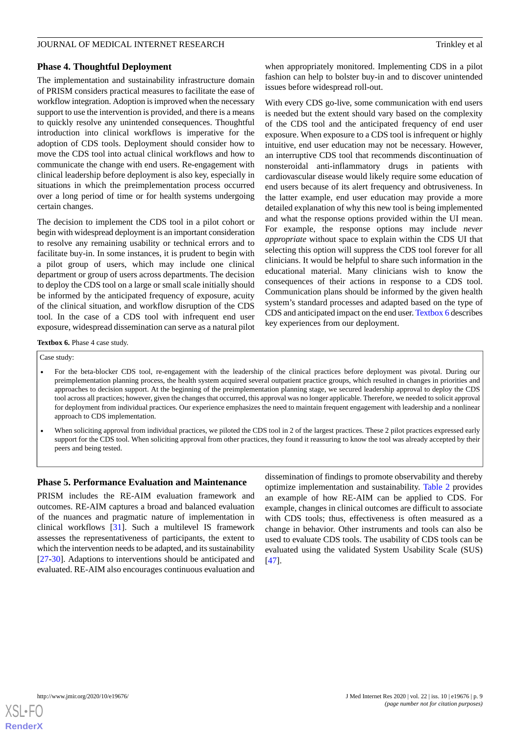## Phase 4. Thoughtful Deployment

The implementation and sustainability infrastructure domain of PRISM considers practical measures to facilitate the ease of workflow integration. Adoption is improved when the necessary support to use the intervention is provided, and there is a means to quickly resolve any unintended consequences. Thoughtful introduction into clinical workflows is imperative for the adoption of CDS tools. Deployment should consider how to move the CDS tool into actual clinical workflows and how to communicate the change with end users. Re-engagement with clinical leadership before deployment is also key, especially in situations in which the preimplementation process occurred over a long period of time or for health systems undergoing certain changes.

The decision to implement the CDS tool in a pilot cohort or begin with widespread deployment is an important consideration to resolve any remaining usability or technical errors and to facilitate buy-in. In some instances, it is prudent to begin with a pilot group of users, which may include one clinical department or group of users across departments. The decision to deploy the CDS tool on a large or small scale initially should be informed by the anticipated frequency of exposure, acuity of the clinical situation, and workflow disruption of the CDS tool. In the case of a CDS tool with infrequent end user exposure, widespread dissemination can serve as a natural pilot when appropriately monitored. Implementing CDS in a pilot fashion can help to bolster buy-in and to discover unintended issues before widespread roll-out.

With every CDS go-live, some communication with end users is needed but the extent should vary based on the complexity of the CDS tool and the anticipated frequency of end user exposure. When exposure to a CDS tool is infrequent or highly intuitive, end user education may not be necessary. However, an interruptive CDS tool that recommends discontinuation of nonsteroidal anti-inflammatory drugs in patients with cardiovascular disease would likely require some education of end users because of its alert frequency and obtrusiveness. In the latter example, end user education may provide a more detailed explanation of why this new tool is being implemented and what the response options provided within the UI mean. For example, the response options may include *never appropriate* without space to explain within the CDS UI that selecting this option will suppress the CDS tool forever for all clinicians. It would be helpful to share such information in the educational material. Many clinicians wish to know the consequences of their actions in response to a CDS tool. Communication plans should be informed by the given health system's standard processes and adapted based on the type of CDS and anticipated impact on the end user. Textbox 6 describes key experiences from our deployment.

**Textbox 6.** Phase 4 case study.

Case study:

- For the beta-blocker CDS tool, re-engagement with the leadership of the clinical practices before deployment was pivotal. During our preimplementation planning process, the health system acquired several outpatient practice groups, which resulted in changes in priorities and approaches to decision support. At the beginning of the preimplementation planning stage, we secured leadership approval to deploy the CDS tool across all practices; however, given the changes that occurred, this approval was no longer applicable. Therefore, we needed to solicit approval for deployment from individual practices. Our experience emphasizes the need to maintain frequent engagement with leadership and a nonlinear approach to CDS implementation.
- When soliciting approval from individual practices, we piloted the CDS tool in 2 of the largest practices. These 2 pilot practices expressed early support for the CDS tool. When soliciting approval from other practices, they found it reassuring to know the tool was already accepted by their peers and being tested.

## Phase 5. Performance Evaluation and Maintenance

PRISM includes the RE-AIM evaluation framework and outcomes. RE-AIM captures a broad and balanced evaluation of the nuances and pragmatic nature of implementation in clinical workflows [31]. Such a multilevel IS framework assesses the representativeness of participants, the extent to which the intervention needs to be adapted, and its sustainability [27-30]. Adaptions to interventions should be anticipated and evaluated. RE-AIM also encourages continuous evaluation and dissemination of findings to promote observability and thereby optimize implementation and sustainability. Table 2 provides an example of how RE-AIM can be applied to CDS. For example, changes in clinical outcomes are difficult to associate with CDS tools; thus, effectiveness is often measured as a change in behavior. Other instruments and tools can also be used to evaluate CDS tools. The usability of CDS tools can be evaluated using the validated System Usability Scale (SUS) [47].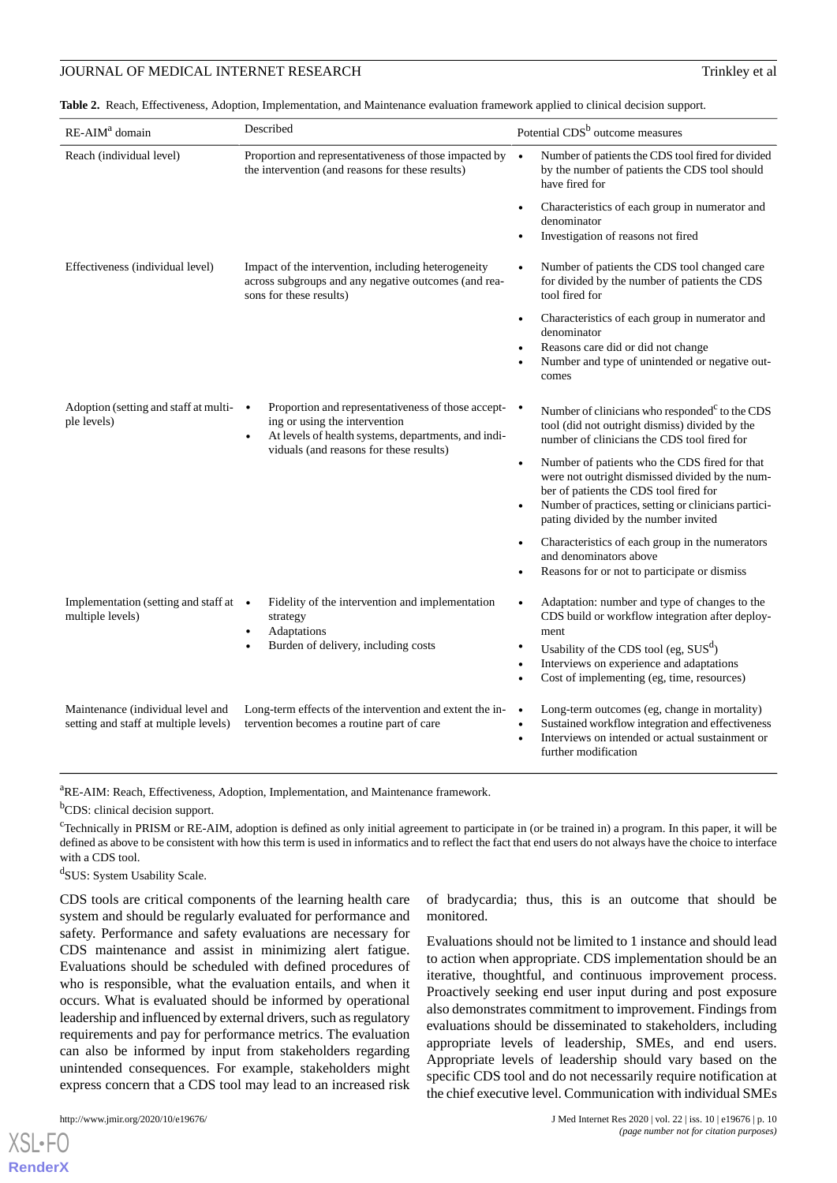**Table 2.** Reach, Effectiveness, Adoption, Implementation, and Maintenance evaluation framework applied to clinical decision support.

| RE-AIM[a] domain | Described | Potential CDS[b] outcome measures |
|---|---|---|
| Reach (individual level) | Proportion and representativeness of those impacted by the intervention (and reasons for these results) | • Number of patients the CDS tool fired for divided by the number of patients the CDS tool should have fired for<br>• Characteristics of each group in numerator and denominator<br>• Investigation of reasons not fired |
| Effectiveness (individual level) | Impact of the intervention, including heterogeneity across subgroups and any negative outcomes (and reasons for these results) | • Number of patients the CDS tool changed care for divided by the number of patients the CDS tool fired for<br>• Characteristics of each group in numerator and denominator<br>• Reasons care did or did not change<br>• Number and type of unintended or negative outcomes |
| Adoption (setting and staff at multiple levels) | • Proportion and representativeness of those accepting or using the intervention<br>• At levels of health systems, departments, and individuals (and reasons for these results) | • Number of clinicians who responded[c] to the CDS tool (did not outright dismiss) divided by the number of clinicians the CDS tool fired for<br>• Number of patients who the CDS fired for that were not outright dismissed divided by the number of patients the CDS tool fired for<br>• Number of practices, setting or clinicians participating divided by the number invited<br>• Characteristics of each group in the numerators and denominators above<br>• Reasons for or not to participate or dismiss |
| Implementation (setting and staff at multiple levels) | • Fidelity of the intervention and implementation strategy<br>• Adaptations<br>• Burden of delivery, including costs | • Adaptation: number and type of changes to the CDS build or workflow integration after deployment<br>• Usability of the CDS tool (eg, SUS[d])<br>• Interviews on experience and adaptations<br>• Cost of implementing (eg, time, resources) |
| Maintenance (individual level and setting and staff at multiple levels) | Long-term effects of the intervention and extent the intervention becomes a routine part of care | • Long-term outcomes (eg, change in mortality)<br>• Sustained workflow integration and effectiveness<br>• Interviews on intended or actual sustainment or further modification |

[a]RE-AIM: Reach, Effectiveness, Adoption, Implementation, and Maintenance framework.

[b]CDS: clinical decision support.

[c]Technically in PRISM or RE-AIM, adoption is defined as only initial agreement to participate in (or be trained in) a program. In this paper, it will be defined as above to be consistent with how this term is used in informatics and to reflect the fact that end users do not always have the choice to interface with a CDS tool.

[d]SUS: System Usability Scale.

CDS tools are critical components of the learning health care system and should be regularly evaluated for performance and safety. Performance and safety evaluations are necessary for CDS maintenance and assist in minimizing alert fatigue. Evaluations should be scheduled with defined procedures of who is responsible, what the evaluation entails, and when it occurs. What is evaluated should be informed by operational leadership and influenced by external drivers, such as regulatory requirements and pay for performance metrics. The evaluation can also be informed by input from stakeholders regarding unintended consequences. For example, stakeholders might express concern that a CDS tool may lead to an increased risk of bradycardia; thus, this is an outcome that should be monitored.

Evaluations should not be limited to 1 instance and should lead to action when appropriate. CDS implementation should be an iterative, thoughtful, and continuous improvement process. Proactively seeking end user input during and post exposure also demonstrates commitment to improvement. Findings from evaluations should be disseminated to stakeholders, including appropriate levels of leadership, SMEs, and end users. Appropriate levels of leadership should vary based on the specific CDS tool and do not necessarily require notification at the chief executive level. Communication with individual SMEs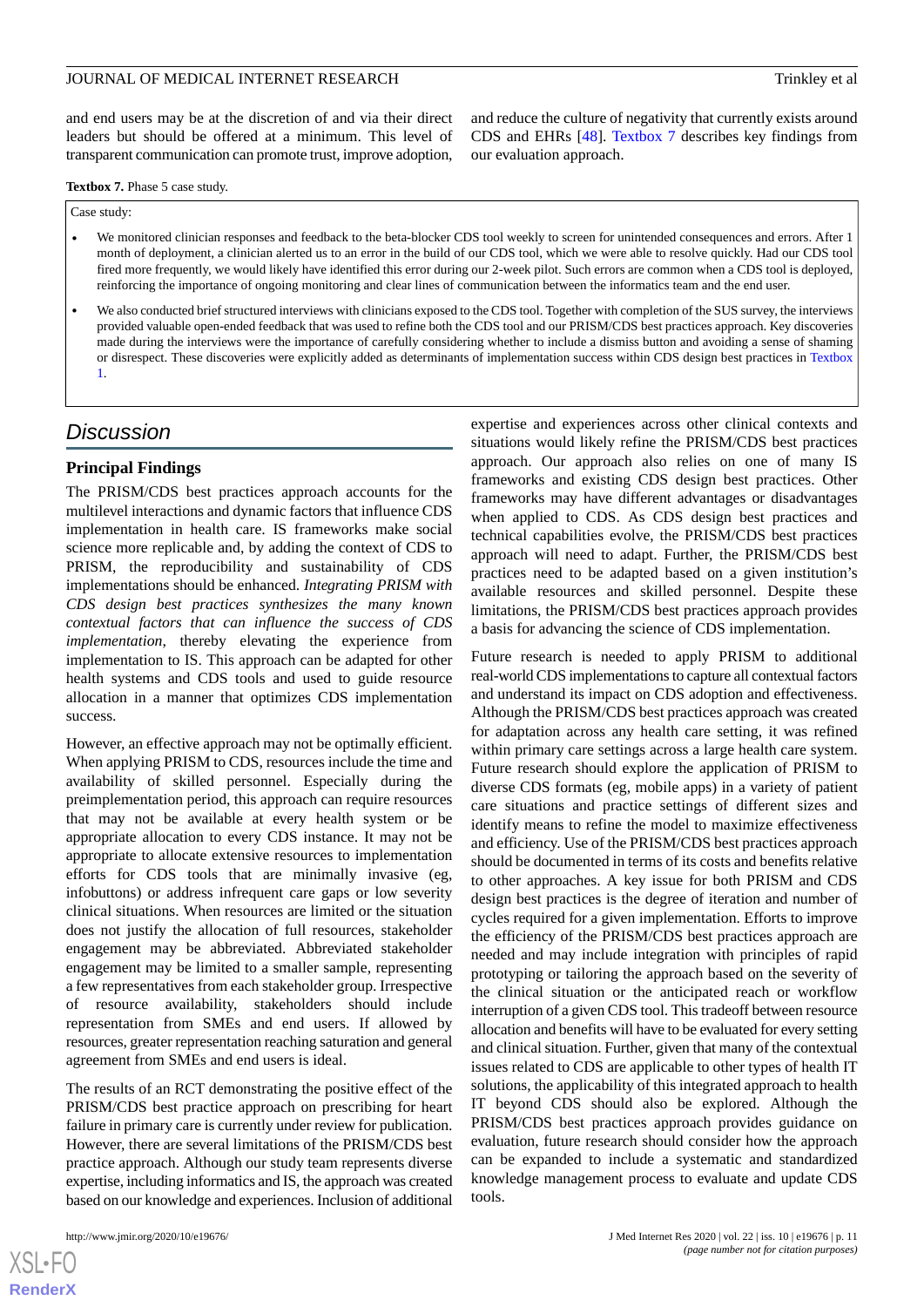and end users may be at the discretion of and via their direct leaders but should be offered at a minimum. This level of transparent communication can promote trust, improve adoption, and reduce the culture of negativity that currently exists around CDS and EHRs [48]. Textbox 7 describes key findings from our evaluation approach.

**Textbox 7.** Phase 5 case study.

Case study:

- We monitored clinician responses and feedback to the beta-blocker CDS tool weekly to screen for unintended consequences and errors. After 1 month of deployment, a clinician alerted us to an error in the build of our CDS tool, which we were able to resolve quickly. Had our CDS tool fired more frequently, we would likely have identified this error during our 2-week pilot. Such errors are common when a CDS tool is deployed, reinforcing the importance of ongoing monitoring and clear lines of communication between the informatics team and the end user.
- We also conducted brief structured interviews with clinicians exposed to the CDS tool. Together with completion of the SUS survey, the interviews provided valuable open-ended feedback that was used to refine both the CDS tool and our PRISM/CDS best practices approach. Key discoveries made during the interviews were the importance of carefully considering whether to include a dismiss button and avoiding a sense of shaming or disrespect. These discoveries were explicitly added as determinants of implementation success within CDS design best practices in Textbox 1.

## Discussion

### Principal Findings

The PRISM/CDS best practices approach accounts for the multilevel interactions and dynamic factors that influence CDS implementation in health care. IS frameworks make social science more replicable and, by adding the context of CDS to PRISM, the reproducibility and sustainability of CDS implementations should be enhanced. *Integrating PRISM with CDS design best practices synthesizes the many known contextual factors that can influence the success of CDS implementation*, thereby elevating the experience from implementation to IS. This approach can be adapted for other health systems and CDS tools and used to guide resource allocation in a manner that optimizes CDS implementation success.

However, an effective approach may not be optimally efficient. When applying PRISM to CDS, resources include the time and availability of skilled personnel. Especially during the preimplementation period, this approach can require resources that may not be available at every health system or be appropriate allocation to every CDS instance. It may not be appropriate to allocate extensive resources to implementation efforts for CDS tools that are minimally invasive (eg, infobuttons) or address infrequent care gaps or low severity clinical situations. When resources are limited or the situation does not justify the allocation of full resources, stakeholder engagement may be abbreviated. Abbreviated stakeholder engagement may be limited to a smaller sample, representing a few representatives from each stakeholder group. Irrespective of resource availability, stakeholders should include representation from SMEs and end users. If allowed by resources, greater representation reaching saturation and general agreement from SMEs and end users is ideal.

The results of an RCT demonstrating the positive effect of the PRISM/CDS best practice approach on prescribing for heart failure in primary care is currently under review for publication. However, there are several limitations of the PRISM/CDS best practice approach. Although our study team represents diverse expertise, including informatics and IS, the approach was created based on our knowledge and experiences. Inclusion of additional expertise and experiences across other clinical contexts and situations would likely refine the PRISM/CDS best practices approach. Our approach also relies on one of many IS frameworks and existing CDS design best practices. Other frameworks may have different advantages or disadvantages when applied to CDS. As CDS design best practices and technical capabilities evolve, the PRISM/CDS best practices approach will need to adapt. Further, the PRISM/CDS best practices need to be adapted based on a given institution's available resources and skilled personnel. Despite these limitations, the PRISM/CDS best practices approach provides a basis for advancing the science of CDS implementation.

Future research is needed to apply PRISM to additional real-world CDS implementations to capture all contextual factors and understand its impact on CDS adoption and effectiveness. Although the PRISM/CDS best practices approach was created for adaptation across any health care setting, it was refined within primary care settings across a large health care system. Future research should explore the application of PRISM to diverse CDS formats (eg, mobile apps) in a variety of patient care situations and practice settings of different sizes and identify means to refine the model to maximize effectiveness and efficiency. Use of the PRISM/CDS best practices approach should be documented in terms of its costs and benefits relative to other approaches. A key issue for both PRISM and CDS design best practices is the degree of iteration and number of cycles required for a given implementation. Efforts to improve the efficiency of the PRISM/CDS best practices approach are needed and may include integration with principles of rapid prototyping or tailoring the approach based on the severity of the clinical situation or the anticipated reach or workflow interruption of a given CDS tool. This tradeoff between resource allocation and benefits will have to be evaluated for every setting and clinical situation. Further, given that many of the contextual issues related to CDS are applicable to other types of health IT solutions, the applicability of this integrated approach to health IT beyond CDS should also be explored. Although the PRISM/CDS best practices approach provides guidance on evaluation, future research should consider how the approach can be expanded to include a systematic and standardized knowledge management process to evaluate and update CDS tools.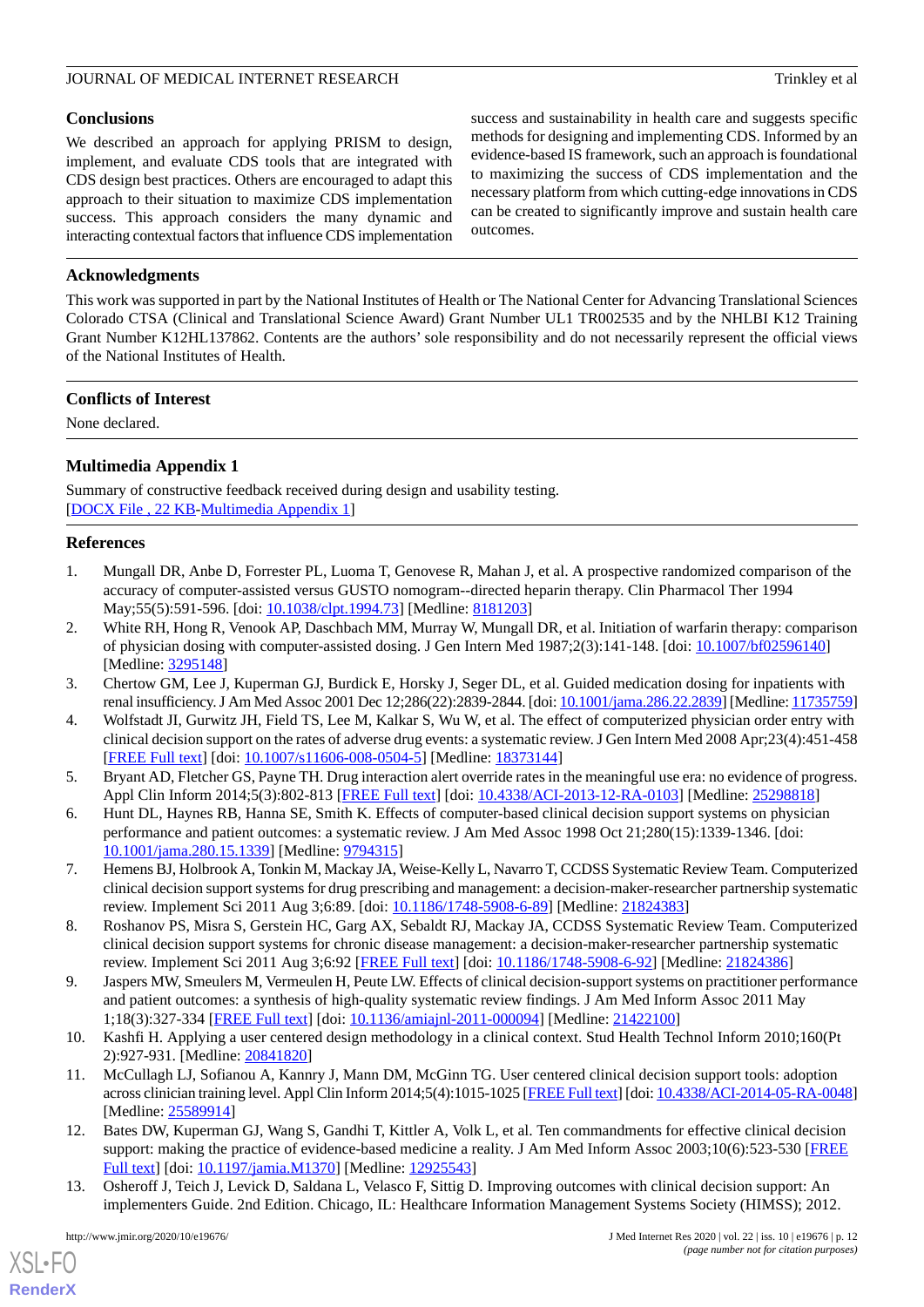## Conclusions

We described an approach for applying PRISM to design, implement, and evaluate CDS tools that are integrated with CDS design best practices. Others are encouraged to adapt this approach to their situation to maximize CDS implementation success. This approach considers the many dynamic and interacting contextual factors that influence CDS implementation success and sustainability in health care and suggests specific methods for designing and implementing CDS. Informed by an evidence-based IS framework, such an approach is foundational to maximizing the success of CDS implementation and the necessary platform from which cutting-edge innovations in CDS can be created to significantly improve and sustain health care outcomes.

## Acknowledgments

This work was supported in part by the National Institutes of Health or The National Center for Advancing Translational Sciences Colorado CTSA (Clinical and Translational Science Award) Grant Number UL1 TR002535 and by the NHLBI K12 Training Grant Number K12HL137862. Contents are the authors' sole responsibility and do not necessarily represent the official views of the National Institutes of Health.

## Conflicts of Interest

None declared.

## Multimedia Appendix 1

Summary of constructive feedback received during design and usability testing.
[DOCX File , 22 KB-Multimedia Appendix 1]

## References

1. Mungall DR, Anbe D, Forrester PL, Luoma T, Genovese R, Mahan J, et al. A prospective randomized comparison of the accuracy of computer-assisted versus GUSTO nomogram--directed heparin therapy. Clin Pharmacol Ther 1994 May;55(5):591-596. [doi: 10.1038/clpt.1994.73] [Medline: 8181203]
2. White RH, Hong R, Venook AP, Daschbach MM, Murray W, Mungall DR, et al. Initiation of warfarin therapy: comparison of physician dosing with computer-assisted dosing. J Gen Intern Med 1987;2(3):141-148. [doi: 10.1007/bf02596140] [Medline: 3295148]
3. Chertow GM, Lee J, Kuperman GJ, Burdick E, Horsky J, Seger DL, et al. Guided medication dosing for inpatients with renal insufficiency. J Am Med Assoc 2001 Dec 12;286(22):2839-2844. [doi: 10.1001/jama.286.22.2839] [Medline: 11735759]
4. Wolfstadt JI, Gurwitz JH, Field TS, Lee M, Kalkar S, Wu W, et al. The effect of computerized physician order entry with clinical decision support on the rates of adverse drug events: a systematic review. J Gen Intern Med 2008 Apr;23(4):451-458 [FREE Full text] [doi: 10.1007/s11606-008-0504-5] [Medline: 18373144]
5. Bryant AD, Fletcher GS, Payne TH. Drug interaction alert override rates in the meaningful use era: no evidence of progress. Appl Clin Inform 2014;5(3):802-813 [FREE Full text] [doi: 10.4338/ACI-2013-12-RA-0103] [Medline: 25298818]
6. Hunt DL, Haynes RB, Hanna SE, Smith K. Effects of computer-based clinical decision support systems on physician performance and patient outcomes: a systematic review. J Am Med Assoc 1998 Oct 21;280(15):1339-1346. [doi: 10.1001/jama.280.15.1339] [Medline: 9794315]
7. Hemens BJ, Holbrook A, Tonkin M, Mackay JA, Weise-Kelly L, Navarro T, CCDSS Systematic Review Team. Computerized clinical decision support systems for drug prescribing and management: a decision-maker-researcher partnership systematic review. Implement Sci 2011 Aug 3;6:89. [doi: 10.1186/1748-5908-6-89] [Medline: 21824383]
8. Roshanov PS, Misra S, Gerstein HC, Garg AX, Sebaldt RJ, Mackay JA, CCDSS Systematic Review Team. Computerized clinical decision support systems for chronic disease management: a decision-maker-researcher partnership systematic review. Implement Sci 2011 Aug 3;6:92 [FREE Full text] [doi: 10.1186/1748-5908-6-92] [Medline: 21824386]
9. Jaspers MW, Smeulers M, Vermeulen H, Peute LW. Effects of clinical decision-support systems on practitioner performance and patient outcomes: a synthesis of high-quality systematic review findings. J Am Med Inform Assoc 2011 May 1;18(3):327-334 [FREE Full text] [doi: 10.1136/amiajnl-2011-000094] [Medline: 21422100]
10. Kashfi H. Applying a user centered design methodology in a clinical context. Stud Health Technol Inform 2010;160(Pt 2):927-931. [Medline: 20841820]
11. McCullagh LJ, Sofianou A, Kannry J, Mann DM, McGinn TG. User centered clinical decision support tools: adoption across clinician training level. Appl Clin Inform 2014;5(4):1015-1025 [FREE Full text] [doi: 10.4338/ACI-2014-05-RA-0048] [Medline: 25589914]
12. Bates DW, Kuperman GJ, Wang S, Gandhi T, Kittler A, Volk L, et al. Ten commandments for effective clinical decision support: making the practice of evidence-based medicine a reality. J Am Med Inform Assoc 2003;10(6):523-530 [FREE Full text] [doi: 10.1197/jamia.M1370] [Medline: 12925543]
13. Osheroff J, Teich J, Levick D, Saldana L, Velasco F, Sittig D. Improving outcomes with clinical decision support: An implementers Guide. 2nd Edition. Chicago, IL: Healthcare Information Management Systems Society (HIMSS); 2012.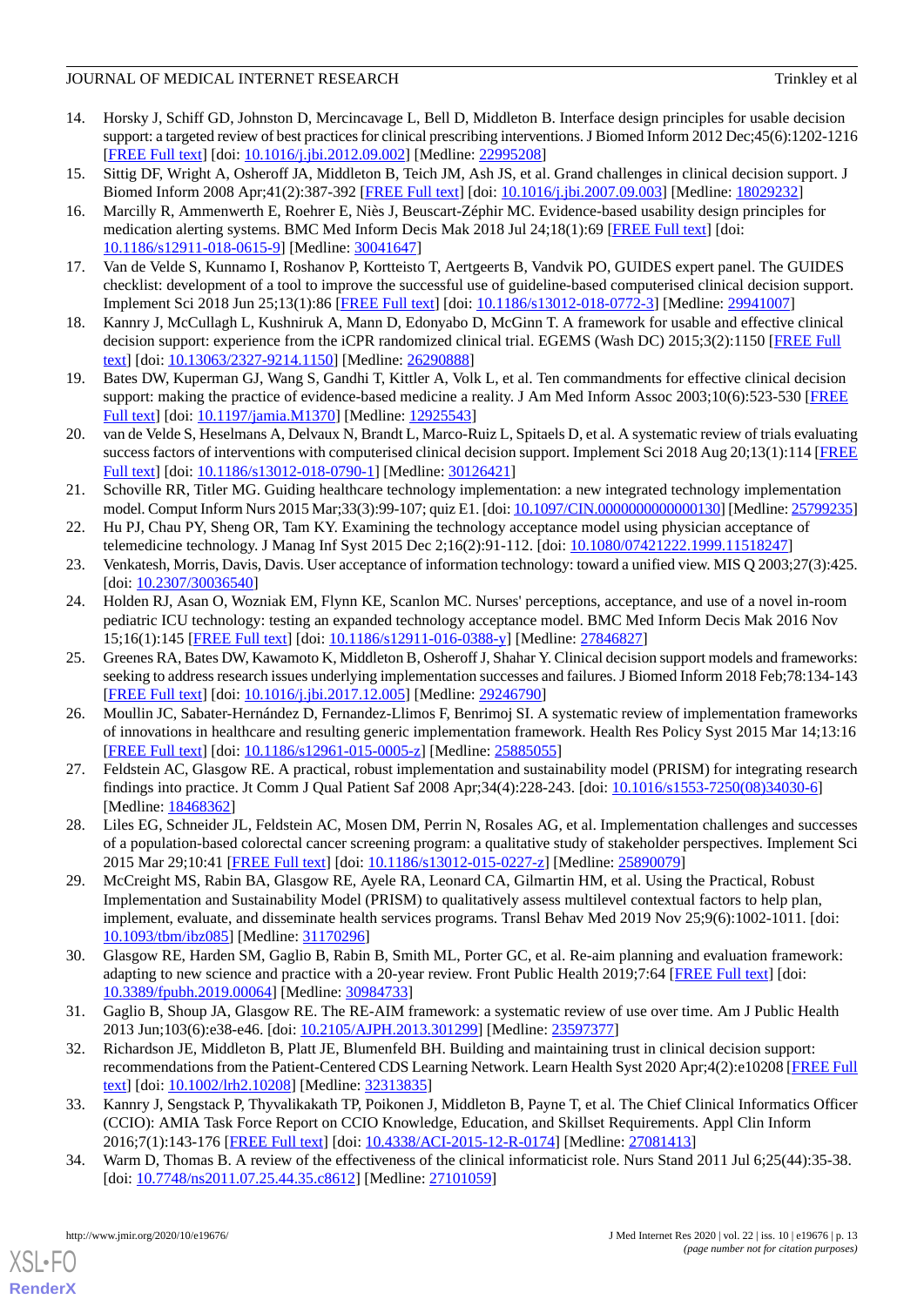14. Horsky J, Schiff GD, Johnston D, Mercincavage L, Bell D, Middleton B. Interface design principles for usable decision support: a targeted review of best practices for clinical prescribing interventions. J Biomed Inform 2012 Dec;45(6):1202-1216 [FREE Full text] [doi: 10.1016/j.jbi.2012.09.002] [Medline: 22995208]
15. Sittig DF, Wright A, Osheroff JA, Middleton B, Teich JM, Ash JS, et al. Grand challenges in clinical decision support. J Biomed Inform 2008 Apr;41(2):387-392 [FREE Full text] [doi: 10.1016/j.jbi.2007.09.003] [Medline: 18029232]
16. Marcilly R, Ammenwerth E, Roehrer E, Niès J, Beuscart-Zéphir MC. Evidence-based usability design principles for medication alerting systems. BMC Med Inform Decis Mak 2018 Jul 24;18(1):69 [FREE Full text] [doi: 10.1186/s12911-018-0615-9] [Medline: 30041647]
17. Van de Velde S, Kunnamo I, Roshanov P, Kortteisto T, Aertgeerts B, Vandvik PO, GUIDES expert panel. The GUIDES checklist: development of a tool to improve the successful use of guideline-based computerised clinical decision support. Implement Sci 2018 Jun 25;13(1):86 [FREE Full text] [doi: 10.1186/s13012-018-0772-3] [Medline: 29941007]
18. Kannry J, McCullagh L, Kushniruk A, Mann D, Edonyabo D, McGinn T. A framework for usable and effective clinical decision support: experience from the iCPR randomized clinical trial. EGEMS (Wash DC) 2015;3(2):1150 [FREE Full text] [doi: 10.13063/2327-9214.1150] [Medline: 26290888]
19. Bates DW, Kuperman GJ, Wang S, Gandhi T, Kittler A, Volk L, et al. Ten commandments for effective clinical decision support: making the practice of evidence-based medicine a reality. J Am Med Inform Assoc 2003;10(6):523-530 [FREE Full text] [doi: 10.1197/jamia.M1370] [Medline: 12925543]
20. van de Velde S, Heselmans A, Delvaux N, Brandt L, Marco-Ruiz L, Spitaels D, et al. A systematic review of trials evaluating success factors of interventions with computerised clinical decision support. Implement Sci 2018 Aug 20;13(1):114 [FREE Full text] [doi: 10.1186/s13012-018-0790-1] [Medline: 30126421]
21. Schoville RR, Titler MG. Guiding healthcare technology implementation: a new integrated technology implementation model. Comput Inform Nurs 2015 Mar;33(3):99-107; quiz E1. [doi: 10.1097/CIN.0000000000000130] [Medline: 25799235]
22. Hu PJ, Chau PY, Sheng OR, Tam KY. Examining the technology acceptance model using physician acceptance of telemedicine technology. J Manag Inf Syst 2015 Dec 2;16(2):91-112. [doi: 10.1080/07421222.1999.11518247]
23. Venkatesh, Morris, Davis, Davis. User acceptance of information technology: toward a unified view. MIS Q 2003;27(3):425. [doi: 10.2307/30036540]
24. Holden RJ, Asan O, Wozniak EM, Flynn KE, Scanlon MC. Nurses' perceptions, acceptance, and use of a novel in-room pediatric ICU technology: testing an expanded technology acceptance model. BMC Med Inform Decis Mak 2016 Nov 15;16(1):145 [FREE Full text] [doi: 10.1186/s12911-016-0388-y] [Medline: 27846827]
25. Greenes RA, Bates DW, Kawamoto K, Middleton B, Osheroff J, Shahar Y. Clinical decision support models and frameworks: seeking to address research issues underlying implementation successes and failures. J Biomed Inform 2018 Feb;78:134-143 [FREE Full text] [doi: 10.1016/j.jbi.2017.12.005] [Medline: 29246790]
26. Moullin JC, Sabater-Hernández D, Fernandez-Llimos F, Benrimoj SI. A systematic review of implementation frameworks of innovations in healthcare and resulting generic implementation framework. Health Res Policy Syst 2015 Mar 14;13:16 [FREE Full text] [doi: 10.1186/s12961-015-0005-z] [Medline: 25885055]
27. Feldstein AC, Glasgow RE. A practical, robust implementation and sustainability model (PRISM) for integrating research findings into practice. Jt Comm J Qual Patient Saf 2008 Apr;34(4):228-243. [doi: 10.1016/s1553-7250(08)34030-6] [Medline: 18468362]
28. Liles EG, Schneider JL, Feldstein AC, Mosen DM, Perrin N, Rosales AG, et al. Implementation challenges and successes of a population-based colorectal cancer screening program: a qualitative study of stakeholder perspectives. Implement Sci 2015 Mar 29;10:41 [FREE Full text] [doi: 10.1186/s13012-015-0227-z] [Medline: 25890079]
29. McCreight MS, Rabin BA, Glasgow RE, Ayele RA, Leonard CA, Gilmartin HM, et al. Using the Practical, Robust Implementation and Sustainability Model (PRISM) to qualitatively assess multilevel contextual factors to help plan, implement, evaluate, and disseminate health services programs. Transl Behav Med 2019 Nov 25;9(6):1002-1011. [doi: 10.1093/tbm/ibz085] [Medline: 31170296]
30. Glasgow RE, Harden SM, Gaglio B, Rabin B, Smith ML, Porter GC, et al. Re-aim planning and evaluation framework: adapting to new science and practice with a 20-year review. Front Public Health 2019;7:64 [FREE Full text] [doi: 10.3389/fpubh.2019.00064] [Medline: 30984733]
31. Gaglio B, Shoup JA, Glasgow RE. The RE-AIM framework: a systematic review of use over time. Am J Public Health 2013 Jun;103(6):e38-e46. [doi: 10.2105/AJPH.2013.301299] [Medline: 23597377]
32. Richardson JE, Middleton B, Platt JE, Blumenfeld BH. Building and maintaining trust in clinical decision support: recommendations from the Patient-Centered CDS Learning Network. Learn Health Syst 2020 Apr;4(2):e10208 [FREE Full text] [doi: 10.1002/lrh2.10208] [Medline: 32313835]
33. Kannry J, Sengstack P, Thyvalikakath TP, Poikonen J, Middleton B, Payne T, et al. The Chief Clinical Informatics Officer (CCIO): AMIA Task Force Report on CCIO Knowledge, Education, and Skillset Requirements. Appl Clin Inform 2016;7(1):143-176 [FREE Full text] [doi: 10.4338/ACI-2015-12-R-0174] [Medline: 27081413]
34. Warm D, Thomas B. A review of the effectiveness of the clinical informaticist role. Nurs Stand 2011 Jul 6;25(44):35-38. [doi: 10.7748/ns2011.07.25.44.35.c8612] [Medline: 27101059]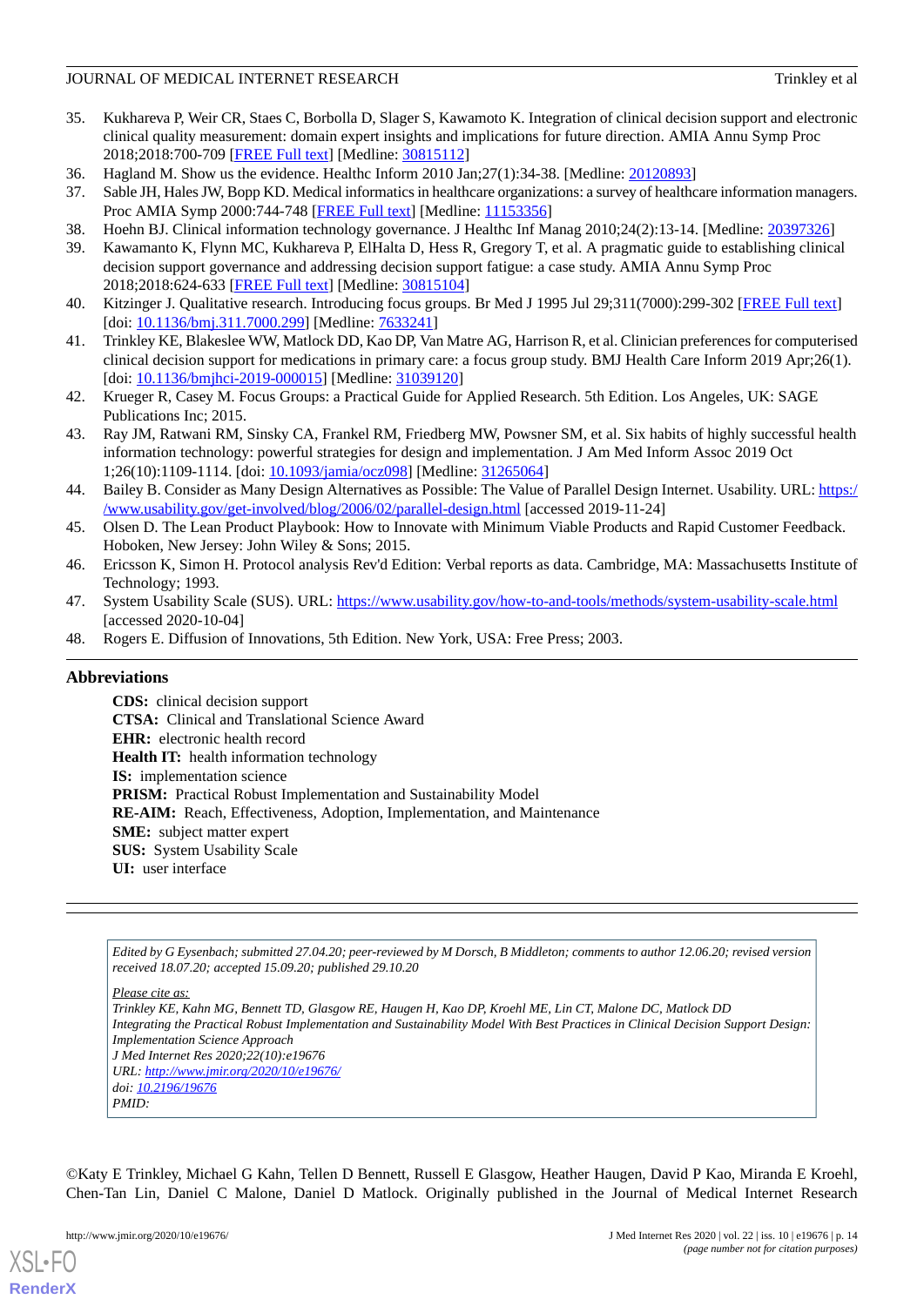35. Kukhareva P, Weir CR, Staes C, Borbolla D, Slager S, Kawamoto K. Integration of clinical decision support and electronic clinical quality measurement: domain expert insights and implications for future direction. AMIA Annu Symp Proc 2018;2018:700-709 [FREE Full text] [Medline: 30815112]
36. Hagland M. Show us the evidence. Healthc Inform 2010 Jan;27(1):34-38. [Medline: 20120893]
37. Sable JH, Hales JW, Bopp KD. Medical informatics in healthcare organizations: a survey of healthcare information managers. Proc AMIA Symp 2000:744-748 [FREE Full text] [Medline: 11153356]
38. Hoehn BJ. Clinical information technology governance. J Healthc Inf Manag 2010;24(2):13-14. [Medline: 20397326]
39. Kawamanto K, Flynn MC, Kukhareva P, ElHalta D, Hess R, Gregory T, et al. A pragmatic guide to establishing clinical decision support governance and addressing decision support fatigue: a case study. AMIA Annu Symp Proc 2018;2018:624-633 [FREE Full text] [Medline: 30815104]
40. Kitzinger J. Qualitative research. Introducing focus groups. Br Med J 1995 Jul 29;311(7000):299-302 [FREE Full text] [doi: 10.1136/bmj.311.7000.299] [Medline: 7633241]
41. Trinkley KE, Blakeslee WW, Matlock DD, Kao DP, Van Matre AG, Harrison R, et al. Clinician preferences for computerised clinical decision support for medications in primary care: a focus group study. BMJ Health Care Inform 2019 Apr;26(1). [doi: 10.1136/bmjhci-2019-000015] [Medline: 31039120]
42. Krueger R, Casey M. Focus Groups: a Practical Guide for Applied Research. 5th Edition. Los Angeles, UK: SAGE Publications Inc; 2015.
43. Ray JM, Ratwani RM, Sinsky CA, Frankel RM, Friedberg MW, Powsner SM, et al. Six habits of highly successful health information technology: powerful strategies for design and implementation. J Am Med Inform Assoc 2019 Oct 1;26(10):1109-1114. [doi: 10.1093/jamia/ocz098] [Medline: 31265064]
44. Bailey B. Consider as Many Design Alternatives as Possible: The Value of Parallel Design Internet. Usability. URL: https://www.usability.gov/get-involved/blog/2006/02/parallel-design.html [accessed 2019-11-24]
45. Olsen D. The Lean Product Playbook: How to Innovate with Minimum Viable Products and Rapid Customer Feedback. Hoboken, New Jersey: John Wiley & Sons; 2015.
46. Ericsson K, Simon H. Protocol analysis Rev'd Edition: Verbal reports as data. Cambridge, MA: Massachusetts Institute of Technology; 1993.
47. System Usability Scale (SUS). URL: https://www.usability.gov/how-to-and-tools/methods/system-usability-scale.html [accessed 2020-10-04]
48. Rogers E. Diffusion of Innovations, 5th Edition. New York, USA: Free Press; 2003.

## Abbreviations

**CDS:** clinical decision support
**CTSA:** Clinical and Translational Science Award
**EHR:** electronic health record
**Health IT:** health information technology
**IS:** implementation science
**PRISM:** Practical Robust Implementation and Sustainability Model
**RE-AIM:** Reach, Effectiveness, Adoption, Implementation, and Maintenance
**SME:** subject matter expert
**SUS:** System Usability Scale
**UI:** user interface

*Edited by G Eysenbach; submitted 27.04.20; peer-reviewed by M Dorsch, B Middleton; comments to author 12.06.20; revised version received 18.07.20; accepted 15.09.20; published 29.10.20*

*Please cite as:*
*Trinkley KE, Kahn MG, Bennett TD, Glasgow RE, Haugen H, Kao DP, Kroehl ME, Lin CT, Malone DC, Matlock DD*
*Integrating the Practical Robust Implementation and Sustainability Model With Best Practices in Clinical Decision Support Design: Implementation Science Approach*
*J Med Internet Res 2020;22(10):e19676*
*URL: http://www.jmir.org/2020/10/e19676/*
*doi: 10.2196/19676*
*PMID:*

©Katy E Trinkley, Michael G Kahn, Tellen D Bennett, Russell E Glasgow, Heather Haugen, David P Kao, Miranda E Kroehl, Chen-Tan Lin, Daniel C Malone, Daniel D Matlock. Originally published in the Journal of Medical Internet Research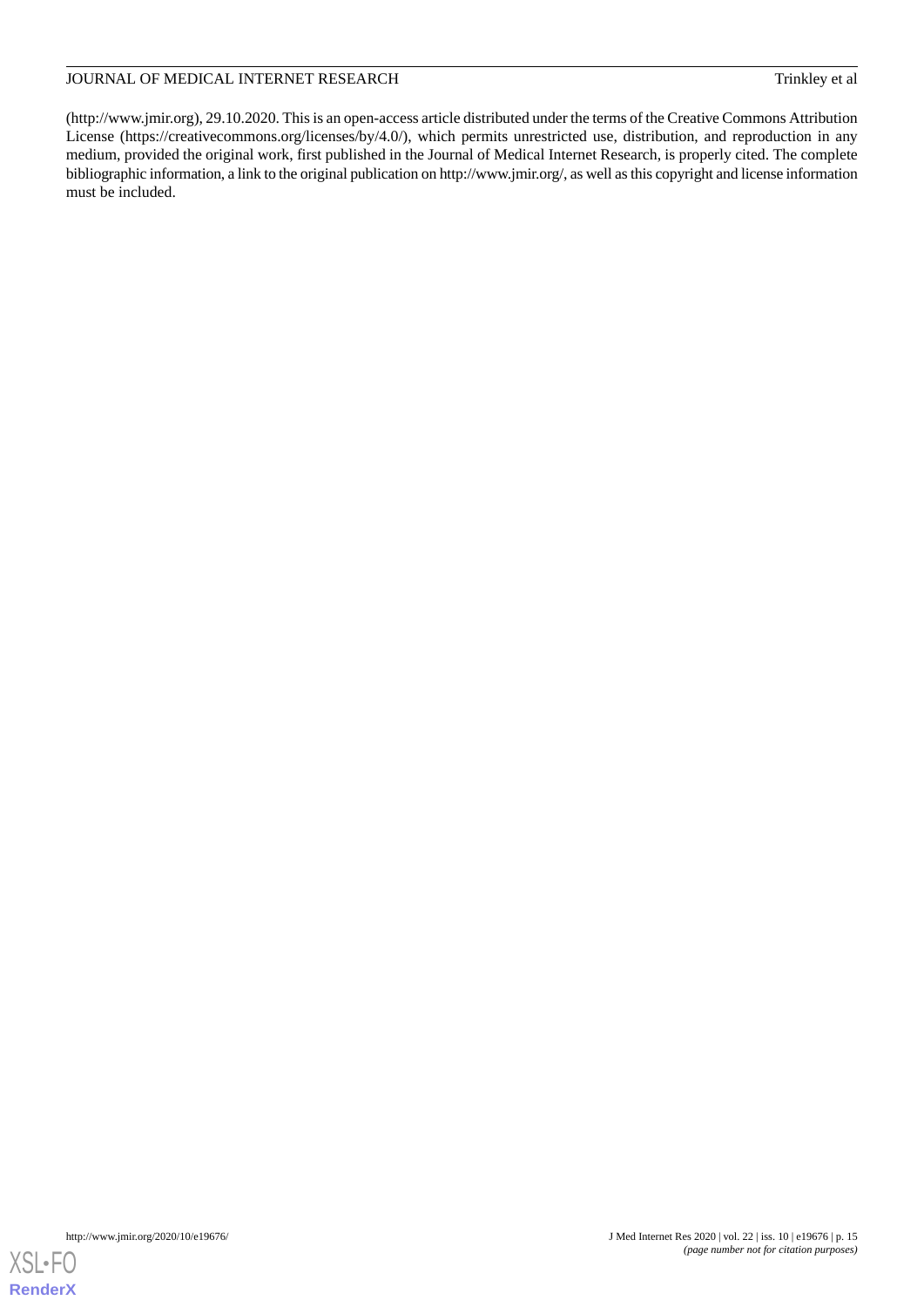(http://www.jmir.org), 29.10.2020. This is an open-access article distributed under the terms of the Creative Commons Attribution License (https://creativecommons.org/licenses/by/4.0/), which permits unrestricted use, distribution, and reproduction in any medium, provided the original work, first published in the Journal of Medical Internet Research, is properly cited. The complete bibliographic information, a link to the original publication on http://www.jmir.org/, as well as this copyright and license information must be included.